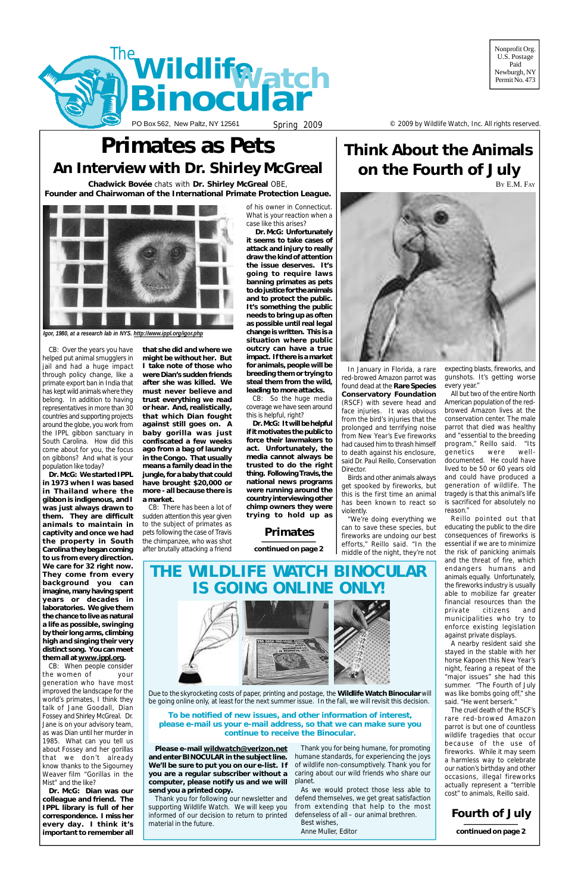# The Wildlife Watch Binocular

PO Box 562, New Paltz, NY 12561 — Spring 2009 — © 2009 by Wildlife Watch, Inc. All rights reserved.

Nonprofit Org.
U.S. Postage
Paid
Newburgh, NY
Permit No. 473

# Primates as Pets

## An Interview with Dr. Shirley McGreal

**Chadwick Bovée** chats with **Dr. Shirley McGreal** OBE, **Founder and Chairwoman of the International Primate Protection League.**

*Igor, 1980, at a research lab in NYS. http://www.ippl.org/igor.php*

CB: Over the years you have helped put animal smugglers in jail and had a huge impact through policy change, like a primate export ban in India that has kept wild animals where they belong. In addition to having representatives in more than 30 countries and supporting projects around the globe, you work from the IPPL gibbon sanctuary in South Carolina. How did this come about for you, the focus on gibbons? And what is your population like today?

**Dr. McG: We started IPPL in 1973 when I was based in Thailand where the gibbon is indigenous, and I was just always drawn to them. They are difficult animals to maintain in captivity and once we had the property in South Carolina they began coming to us from every direction. We care for 32 right now. They come from every background you can imagine, many having spent years or decades in laboratories. We give them the chance to live as natural a life as possible, swinging by their long arms, climbing high and singing their very distinct song. You can meet them all at www.ippl.org.**

CB: When people consider the women of your generation who have most improved the landscape for the world's primates, I think they talk of Jane Goodall, Dian Fossey and Shirley McGreal. Dr. Jane is on your advisory team, as was Dian until her murder in 1985. What can you tell us about Fossey and her gorillas that we don't already know thanks to the Sigourney Weaver film "Gorillas in the Mist" and the like?

**Dr. McG: Dian was our colleague and friend. The IPPL library is full of her correspondence. I miss her every day. I think it's important to remember all that she did and where we might be without her. But I take note of those who were Dian's sudden friends after she was killed. We must never believe and trust everything we read or hear. And, realistically, that which Dian fought against still goes on. A baby gorilla was just confiscated a few weeks ago from a bag of laundry in the Congo. That usually means a family dead in the jungle, for a baby that could have brought $20,000 or more - all because there is a market.**

CB: There has been a lot of sudden attention this year given to the subject of primates as pets following the case of Travis the chimpanzee, who was shot after brutally attacking a friend of his owner in Connecticut. What is your reaction when a case like this arises?

**Dr. McG: Unfortunately it seems to take cases of attack and injury to really draw the kind of attention the issue deserves. It's going to require laws banning primates as pets to do justice for the animals and to protect the public. It's something the public needs to bring up as often as possible until real legal change is written. This is a situation where public outcry can have a true impact. If there is a market for animals, people will be breeding them or trying to steal them from the wild, leading to more attacks.**

CB: So the huge media coverage we have seen around this is helpful, right?

**Dr. McG: It will be helpful if it motivates the public to force their lawmakers to act. Unfortunately, the media cannot always be trusted to do the right thing. Following Travis, the national news programs were running around the country interviewing other chimp owners they were trying to hold up as**

**Primates**
**continued on page 2**

# Think About the Animals on the Fourth of July

By E.M. Fay

In January in Florida, a rare red-browed Amazon parrot was found dead at the **Rare Species Conservatory Foundation** (RSCF) with severe head and face injuries. It was obvious from the bird's injuries that the prolonged and terrifying noise from New Year's Eve fireworks had caused him to thrash himself to death against his enclosure, said Dr. Paul Reillo, Conservation Director.

Birds and other animals always get spooked by fireworks, but this is the first time an animal has been known to react so violently.

"We're doing everything we can to save these species, but fireworks are undoing our best efforts," Reillo said. "In the middle of the night, they're not expecting blasts, fireworks, and gunshots. It's getting worse every year."

All but two of the entire North American population of the red-browed Amazon lives at the conservation center. The male parrot that died was healthy and "essential to the breeding program," Reillo said. "Its genetics were well-documented. He could have lived to be 50 or 60 years old and could have produced a generation of wildlife. The tragedy is that this animal's life is sacrificed for absolutely no reason."

Reillo pointed out that educating the public to the dire consequences of fireworks is essential if we are to minimize the risk of panicking animals and the threat of fire, which endangers humans and animals equally. Unfortunately, the fireworks industry is usually able to mobilize far greater financial resources than the private citizens and municipalities who try to enforce existing legislation against private displays.

A nearby resident said she stayed in the stable with her horse Kapoen this New Year's night, fearing a repeat of the "major issues" she had this summer. "The Fourth of July was like bombs going off," she said. "He went berserk."

The cruel death of the RSCF's rare red-browed Amazon parrot is but one of countless wildlife tragedies that occur because of the use of fireworks. While it may seem a harmless way to celebrate our nation's birthday and other occasions, illegal fireworks actually represent a "terrible cost" to animals, Reillo said.

**Fourth of July**
**continued on page 2**

# THE WILDLIFE WATCH BINOCULAR IS GOING ONLINE ONLY!

Due to the skyrocketing costs of paper, printing and postage, the **Wildlife Watch Binocular** will be going online only, at least for the next summer issue. In the fall, we will revisit this decision.

**To be notified of new issues, and other information of interest, please e-mail us your e-mail address, so that we can make sure you continue to receive the Binocular.**

**Please e-mail wildwatch@verizon.net and enter BINOCULAR in the subject line. We'll be sure to put you on our e-list. If you are a regular subscriber without a computer, please notify us and we will send you a printed copy.**

Thank you for following our newsletter and supporting Wildlife Watch. We will keep you informed of our decision to return to printed material in the future.

Thank you for being humane, for promoting humane standards, for experiencing the joys of wildlife non-consumptively. Thank you for caring about our wild friends who share our planet.

As we would protect those less able to defend themselves, we get great satisfaction from extending that help to the most defenseless of all – our animal brethren.

Best wishes,
Anne Muller, Editor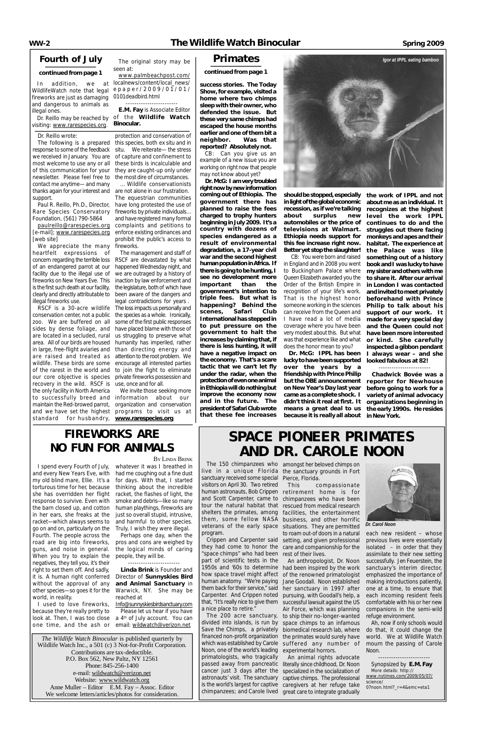## Fourth of July

**continued from page 1**

In addition, we at WildlifeWatch note that legal fireworks are just as damaging and dangerous to animals as illegal ones.

Dr. Reillo may be reached by visiting: www.rarespecies.org.

Dr. Reillo wrote:

The following is a prepared response to some of the feedback we received in January. You are most welcome to use any or all of this communication for your newsletter. Please feel free to contact me anytime—and many thanks again for your interest and support.

Paul R. Reillo, Ph.D., Director, Rare Species Conservatory Foundation, (561) 790-5864

paulreillo@rarespecies.org [e-mail]; www.rarespecies.org [web site]

We appreciate the many heartfelt expressions of concern regarding the terrible loss of an endangered parrot at our facility due to the illegal use of fireworks on New Years Eve. This is the first such death at our facility, clearly and directly attributable to illegal fireworks use.

RSCF is a 30-acre wildlife conservation center, not a public zoo. We are buffered on all sides by dense foliage, and are located in a secluded, rural area. All of our birds are housed in large, free-flight aviaries and are raised and treated as wildlife. These birds are some of the rarest in the world and our core objective is species recovery in the wild. RSCF is the only facility in North America to successfully breed and maintain the Red-browed parrot, and we have set the highest standard for husbandry, protection and conservation of this species, both ex situ and in situ. We reiterate—the stress of capture and confinement to these birds is incalculable and they are caught-up only under the most dire of circumstances.

... Wildlife conservationists are not alone in our frustration. The equestrian communities have long protested the use of fireworks by private individuals... and have registered many formal complaints and petitions to enforce existing ordinances and prohibit the public's access to fireworks.

The management and staff of RSCF are devastated by what happened Wednesday night, and we are outraged by a history of inaction by law enforcement and the legislature, both of which have been aware of the dangers and legal contradictions for years. The loss impacts us personally and the species as a whole. Ironically, some of the first public responses have placed blame with those of us struggling to preserve what humanity has imperiled, rather than directing energy and attention to the root problem. We encourage all interested parties to join the fight to eliminate private fireworks possession and use, once and for all.

We invite those seeking more information about our organization and conservation programs to visit us at **www.rarespecies.org**

The original story may be seen at:

www.palmbeachpost.com/localnews/content/local_news/epaper/2009/01/01/0101deadbird.html

------------------------

**E.M. Fay** is Associate Editor of the **Wildlife Watch Binocular.**

## Primates

**continued from page 1**

**success stories. The Today Show, for example, visited a home where two chimps sleep with their owner, who defended the issue. But these very same chimps had escaped the house months earlier and one of them bit a neighbor. Was that reported? Absolutely not.**

CB: Can you give us an example of a new issue you are working on right now that people may not know about yet?

**Dr. McG: I am very troubled right now by new information coming out of Ethiopia. The government there has planned to raise the fees charged to trophy hunters beginning in July 2009. It's a country with dozens of species endangered as a result of environmental degradation, a 17-year civil war and the second highest human population in Africa. If there is going to be hunting, I see no development more important than the government's intention to triple fees. But what is happening? Behind the scenes, Safari Club International has stepped in to put pressure on the government to halt the increases by claiming that, if there is less hunting, it will have a negative impact on the economy. That's a scare tactic that we can't let fly under the radar, when the protection of even one animal in Ethiopia will do nothing but improve the economy now and in the future. The president of Safari Club wrote that these fee increases should be stopped, especially in light of the global economic recession, as if we're talking about surplus new automobiles or the price of televisions at Walmart. Ethiopia needs support for this fee increase right now. Better yet stop the slaughter!**

*Igor at IPPL eating bamboo*

CB: You were born and raised in England and in 2008 you went to Buckingham Palace where Queen Elizabeth awarded you the Order of the British Empire in recognition of your life's work. That is the highest honor someone working in the sciences can receive from the Queen and I have read a lot of media coverage where you have been very modest about this. But what was that experience like and what does the honor mean to you?

**Dr. McG: IPPL has been lucky to have been supported over the years by a friendship with Prince Philip but the OBE announcement on New Year's Day last year came as a complete shock. I didn't think it real at first. It means a great deal to us because it is really all about the work of IPPL and not about me as an individual. It recognizes at the highest level the work IPPL continues to do and the struggles out there facing monkeys and apes and their habitat. The experience at the Palace was like something out of a history book and I was lucky to have my sister and others with me to share it. After our arrival in London I was contacted and invited to meet privately beforehand with Prince Philip to talk about his support of our work. It made for a very special day and the Queen could not have been more interested or kind. She carefully inspected a gibbon pendant I always wear – and she looked fabulous at 82!**

------------------------

**Chadwick Bovée was a reporter for Newhouse before going to work for a variety of animal advocacy organizations beginning in the early 1990s. He resides in New York.**

# FIREWORKS ARE NO FUN FOR ANIMALS

BY LINDA BRINK

I spend every Fourth of July, and every New Years Eve, with my old blind mare, Ellie. It's a torturous time for her, because she has overridden her flight response to survive. Even with the barn closed up, and cotton in her ears, she freaks at the racket—which always seems to go on and on, particularly on the Fourth. The people across the road are big into fireworks, guns, and noise in general. When you try to explain the negatives, they tell you, it's their right to set them off. And sadly, it is. A human right conferred without the approval of any other species—so goes it for the world, in reality.

I used to love fireworks, because they're really pretty to look at. Then, I was too close one time, and the ash or whatever it was I breathed in had me coughing out a fine dust for days. With that, I started thinking about the incredible racket, the flashes of light, the smoke and debris—like so many human playthings, fireworks are just so overall stupid, intrusive, and harmful to other species. Truly, I wish they were illegal.

Perhaps one day, when the pros and cons are weighed by the logical minds of caring people, they will be.

------------------------

**Linda Brink** is Founder and Director of **Sunnyskies Bird and Animal Sanctuary** in Warwick, NY. She may be reached at Info@sunnyskiesbirdsanctuary.com

Please let us hear if you have a 4th of July account. You can email: wildwatch@verizon.net

*The Wildlife Watch Binocular* is published quarterly by Wildlife Watch Inc., a 501 (c) 3 Not-for-Profit Corporation.
Contributions are tax-deductible.
P.O. Box 562, New Paltz, NY 12561
Phone: 845-256-1400
e-mail: wildwatch@verizon.net
Website: www.wildwatch.org
Anne Muller – Editor E.M. Fay – Assoc. Editor
We welcome letters/articles/photos for consideration.

# SPACE PIONEER PRIMATES AND DR. CAROLE NOON

The 150 chimpanzees who live in a unique Florida sanctuary received some special visitors on April 30. Two retired human astronauts, Bob Crippen and Scott Carpenter, came to tour the natural habitat that shelters the primates, among them, some fellow NASA veterans of the early space program.

Crippen and Carpenter said they had come to honor the "space chimps" who had been part of scientific tests in the 1950s and '60s to determine how space travel might affect human anatomy. "We're paying them back for their service," said Carpenter. And Crippen noted that, "It's really nice to give them a nice place to retire."

The 200 acre sanctuary, divided into islands, is run by Save the Chimps, a privately financed non-profit organization which was established by Carole Noon, one of the world's leading primatologists, who tragically passed away from pancreatic cancer just 3 days after the astronauts' visit. The sanctuary is the world's largest for captive chimpanzees; and Carole lived amongst her beloved chimps on the sanctuary grounds in Fort Pierce, Florida.

This compassionate retirement home is for chimpanzees who have been rescued from medical research facilities, the entertainment business, and other horrific situations. They are permitted to roam out-of doors in a natural setting, and given professional care and companionship for the rest of their lives.

An anthropologist, Dr. Noon had been inspired by the work of the renowned primatologist Jane Goodall. Noon established her sanctuary in 1997 after pursuing, with Goodall's help, a successful lawsuit against the US Air Force, which was planning to ship their no-longer-wanted space chimps to an infamous biomedical research lab, where the primates would surely have suffered any number of experimental horrors.

An animal rights advocate literally since childhood, Dr. Noon specialized in the socialization of captive chimps. The professional caregivers at her refuge take great care to integrate gradually each new resident – whose previous lives were essentially isolated – in order that they assimilate to their new setting successfully. Jen Feuerstein, the sanctuary's interim director, emphasized the importance of making introductions patiently, one at a time, to ensure that each incoming resident feels comfortable with his or her new companions in the semi-wild refuge environment.

*Dr. Carol Noon*

Ah, now if only schools would do that, it could change the world. We at Wildlife Watch mourn the passing of Carole Noon.

------------------------

Synopsized by **E.M. Fay**
More details: http://www.nytimes.com/2009/05/07/science/07noon.html?_r=4&emc=eta1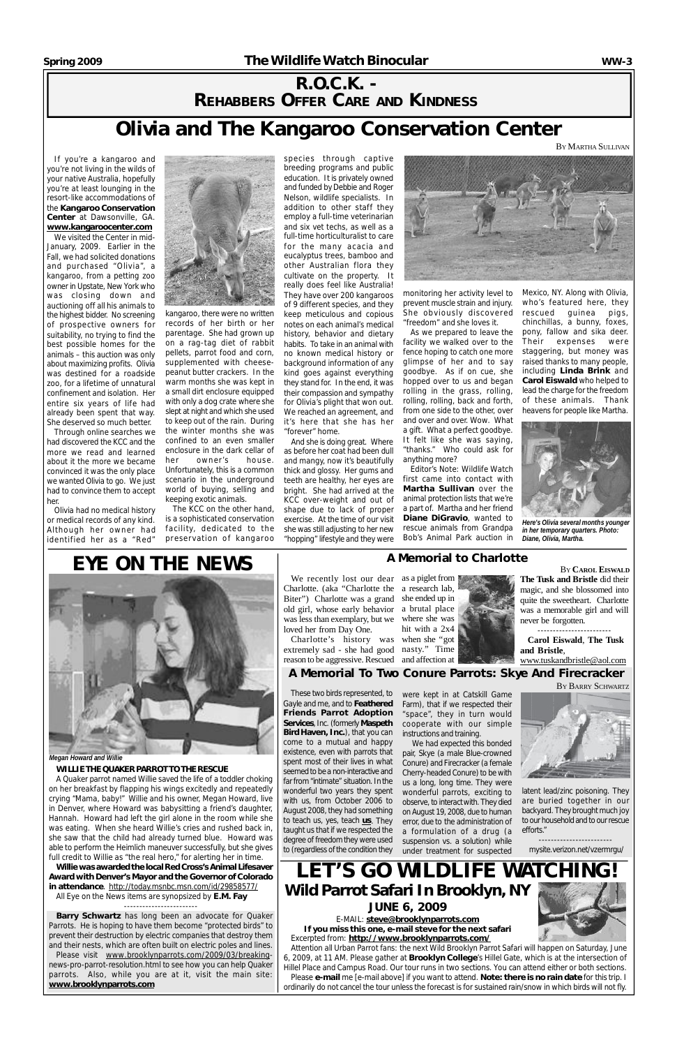# R.O.C.K. - Rehabbers Offer Care and Kindness

# Olivia and The Kangaroo Conservation Center

By Martha Sullivan

If you're a kangaroo and you're not living in the wilds of your native Australia, hopefully you're at least lounging in the resort-like accommodations of the **Kangaroo Conservation Center** at Dawsonville, GA. **www.kangaroocenter.com**

We visited the Center in mid-January, 2009. Earlier in the Fall, we had solicited donations and purchased "Olivia", a kangaroo, from a petting zoo owner in Upstate, New York who was closing down and auctioning off all his animals to the highest bidder. No screening of prospective owners for suitability, no trying to find the best possible homes for the animals – this auction was only about maximizing profits. Olivia was destined for a roadside zoo, for a lifetime of unnatural confinement and isolation. Her entire six years of life had already been spent that way. She deserved so much better.

Through online searches we had discovered the KCC and the more we read and learned about it the more we became convinced it was the only place we wanted Olivia to go. We just had to convince them to accept her.

Olivia had no medical history or medical records of any kind. Although her owner had identified her as a "Red" kangaroo, there were no written records of her birth or her parentage. She had grown up on a rag-tag diet of rabbit pellets, parrot food and corn, supplemented with cheese-peanut butter crackers. In the warm months she was kept in a small dirt enclosure equipped with only a dog crate where she slept at night and which she used to keep out of the rain. During the winter months she was confined to an even smaller enclosure in the dark cellar of her owner's house. Unfortunately, this is a common scenario in the underground world of buying, selling and keeping exotic animals.

The KCC on the other hand, is a sophisticated conservation facility, dedicated to the preservation of kangaroo species through captive breeding programs and public education. It is privately owned and funded by Debbie and Roger Nelson, wildlife specialists. In addition to other staff they employ a full-time veterinarian and six vet techs, as well as a full-time horticulturalist to care for the many acacia and eucalyptus trees, bamboo and other Australian flora they cultivate on the property. It really does feel like Australia! They have over 200 kangaroos of 9 different species, and they keep meticulous and copious notes on each animal's medical history, behavior and dietary habits. To take in an animal with no known medical history or background information of any kind goes against everything they stand for. In the end, it was their compassion and sympathy for Olivia's plight that won out. We reached an agreement, and it's here that she has her "forever" home.

And she is doing great. Where as before her coat had been dull and mangy, now it's beautifully thick and glossy. Her gums and teeth are healthy, her eyes are bright. She had arrived at the KCC over-weight and out of shape due to lack of proper exercise. At the time of our visit she was still adjusting to her new "hopping" lifestyle and they were monitoring her activity level to prevent muscle strain and injury. She obviously discovered "freedom" and she loves it.

As we prepared to leave the facility we walked over to the fence hoping to catch one more glimpse of her and to say goodbye. As if on cue, she hopped over to us and began rolling in the grass, rolling, rolling, rolling, back and forth, from one side to the other, over and over and over. Wow. What a gift. What a perfect goodbye. It felt like she was saying, "thanks." Who could ask for anything more?

Editor's Note: Wildlife Watch first came into contact with **Martha Sullivan** over the animal protection lists that we're a part of. Martha and her friend **Diane DiGravio**, wanted to rescue animals from Grandpa Bob's Animal Park auction in Mexico, NY. Along with Olivia, who's featured here, they rescued guinea pigs, chinchillas, a bunny, foxes, pony, fallow and sika deer. Their expenses were staggering, but money was raised thanks to many people, including **Linda Brink** and **Carol Eiswald** who helped to lead the charge for the freedom of these animals. Thank heavens for people like Martha.

*Here's Olivia several months younger in her temporary quarters. Photo: Diane, Olivia, Martha.*

# EYE ON THE NEWS

*Megan Howard and Willie*

**WILLIE THE QUAKER PARROT TO THE RESCUE**

A Quaker parrot named Willie saved the life of a toddler choking on her breakfast by flapping his wings excitedly and repeatedly crying "Mama, baby!" Willie and his owner, Megan Howard, live in Denver, where Howard was babysitting a friend's daughter, Hannah. Howard had left the girl alone in the room while she was eating. When she heard Willie's cries and rushed back in, she saw that the child had already turned blue. Howard was able to perform the Heimlich maneuver successfully, but she gives full credit to Willie as "the real hero," for alerting her in time.

**Willie was awarded the local Red Cross's Animal Lifesaver Award with Denver's Mayor and the Governor of Colorado in attendance**. http://today.msnbc.msn.com/id/29858577/

All Eye on the News items are synopsized by **E.M. Fay**

------------------------

**Barry Schwartz** has long been an advocate for Quaker Parrots. He is hoping to have them become "protected birds" to prevent their destruction by electric companies that destroy them and their nests, which are often built on electric poles and lines.

Please visit www.brooklynparrots.com/2009/03/breaking-news-pro-parrot-resolution.html to see how you can help Quaker parrots. Also, while you are at it, visit the main site: **www.brooklynparrots.com**

## A Memorial to Charlotte

By Carol Eiswald

We recently lost our dear Charlotte. (aka "Charlotte the Biter") Charlotte was a grand old girl, whose early behavior was less than exemplary, but we loved her from Day One.

Charlotte's history was extremely sad - she had good reason to be aggressive. Rescued as a piglet from a research lab, she ended up in a brutal place where she was hit with a 2x4 when she "got nasty." Time and affection at **The Tusk and Bristle** did their magic, and she blossomed into quite the sweetheart. Charlotte was a memorable girl and will never be forgotten.

------------------------

**Carol Eiswald**, **The Tusk and Bristle**,
www.tuskandbristle@aol.com

## A Memorial To Two Conure Parrots: Skye And Firecracker

By Barry Schwartz

These two birds represented, to Gayle and me, and to **Feathered Friends Parrot Adoption Services**, Inc. (formerly **Maspeth Bird Haven, Inc.**), that you can come to a mutual and happy existence, even with parrots that spent most of their lives in what seemed to be a non-interactive and far from "intimate" situation. In the wonderful two years they spent with us, from October 2006 to August 2008, they had something to teach us, yes, teach **us**. They taught us that if we respected the degree of freedom they were used to (regardless of the condition they were kept in at Catskill Game Farm), that if we respected their "space", they in turn would cooperate with our simple instructions and training.

We had expected this bonded pair, Skye (a male Blue-crowned Conure) and Firecracker (a female Cherry-headed Conure) to be with us a long, long time. They were wonderful parrots, exciting to observe, to interact with. They died on August 19, 2008, due to human error, due to the administration of a formulation of a drug (a suspension vs. a solution) while under treatment for suspected latent lead/zinc poisoning. They are buried together in our backyard. They brought much joy to our household and to our rescue efforts."

------------------------

mysite.verizon.net/vzermrgu/

# LET'S GO WILDLIFE WATCHING!

## Wild Parrot Safari In Brooklyn, NY

### JUNE 6, 2009

E-MAIL: **steve@brooklynparrots.com**

**If you miss this one, e-mail steve for the next safari**

Excerpted from: **http://www.brooklynparrots.com/**

Attention all Urban Parrot fans: the next Wild Brooklyn Parrot Safari will happen on Saturday, June 6, 2009, at 11 AM. Please gather at **Brooklyn College**'s Hillel Gate, which is at the intersection of Hillel Place and Campus Road. Our tour runs in two sections. You can attend either or both sections.

Please **e-mail** me [e-mail above] if you want to attend. **Note: there is no rain date** for this trip. I ordinarily do not cancel the tour unless the forecast is for sustained rain/snow in which birds will not fly.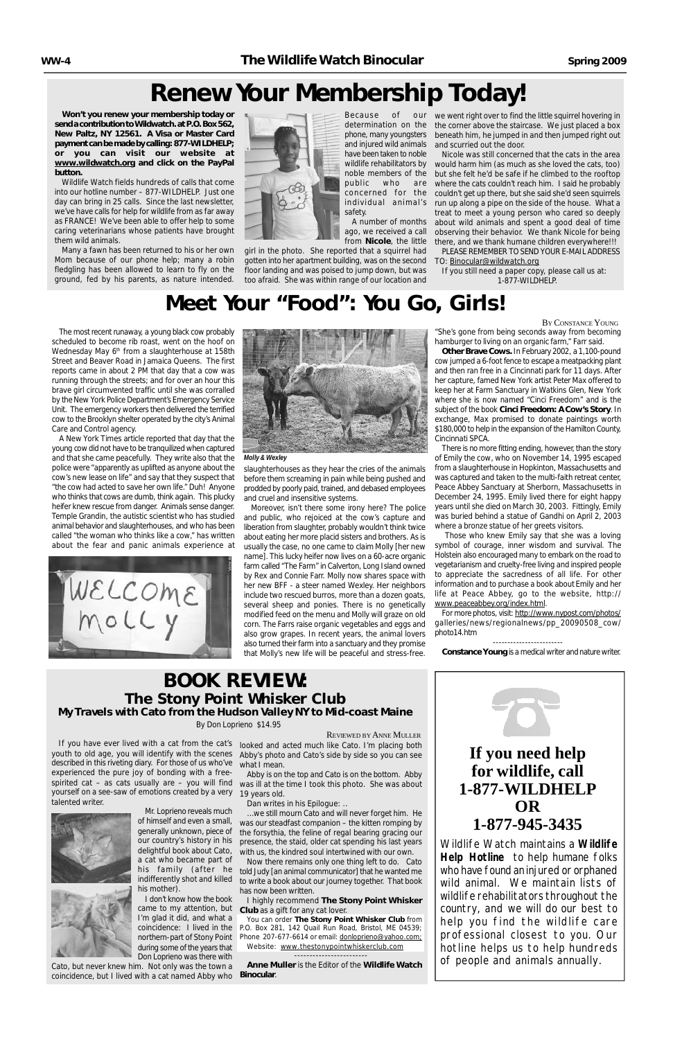# Renew Your Membership Today!

**Won't you renew your membership today or send a contribution to Wildwatch. at P.O. Box 562, New Paltz, NY 12561. A Visa or Master Card payment can be made by calling: 877-WILDHELP; or you can visit our website at www.wildwatch.org and click on the PayPal button.**

Wildlife Watch fields hundreds of calls that come into our hotline number – 877-WILDHELP. Just one day can bring in 25 calls. Since the last newsletter, we've have calls for help for wildlife from as far away as FRANCE! We've been able to offer help to some caring veterinarians whose patients have brought them wild animals.

Many a fawn has been returned to his or her own Mom because of our phone help; many a robin fledgling has been allowed to learn to fly on the ground, fed by his parents, as nature intended.

Because of our determination on the phone, many youngsters and injured wild animals have been taken to noble wildlife rehabilitators by noble members of the public who are concerned for the individual animal's safety.

A number of months ago, we received a call from **Nicole**, the little girl in the photo. She reported that a squirrel had gotten into her apartment building, was on the second floor landing and was poised to jump down, but was too afraid. She was within range of our location and we went right over to find the little squirrel hovering in the corner above the staircase. We just placed a box beneath him, he jumped in and then jumped right out and scurried out the door.

Nicole was still concerned that the cats in the area would harm him (as much as she loved the cats, too) but she felt he'd be safe if he climbed to the rooftop where the cats couldn't reach him. I said he probably couldn't get up there, but she said she'd seen squirrels run up along a pipe on the side of the house. What a treat to meet a young person who cared so deeply about wild animals and spent a good deal of time observing their behavior. We thank Nicole for being there, and we thank humane children everywhere!!!

PLEASE REMEMBER TO SEND YOUR E-MAIL ADDRESS TO: Binocular@wildwatch.org

If you still need a paper copy, please call us at: 1-877-WILDHELP.

# Meet Your "Food": You Go, Girls!

By Constance Young

The most recent runaway, a young black cow probably scheduled to become rib roast, went on the hoof on Wednesday May 6th from a slaughterhouse at 158th Street and Beaver Road in Jamaica Queens. The first reports came in about 2 PM that day that a cow was running through the streets; and for over an hour this brave girl circumvented traffic until she was corralled by the New York Police Department's Emergency Service Unit. The emergency workers then delivered the terrified cow to the Brooklyn shelter operated by the city's Animal Care and Control agency.

A New York Times article reported that day that the young cow did not have to be tranquilized when captured and that she came peacefully. They write also that the police were "apparently as uplifted as anyone about the cow's new lease on life" and say that they suspect that "the cow had acted to save her own life." Duh! Anyone who thinks that cows are dumb, think again. This plucky heifer knew rescue from danger. Animals sense danger. Temple Grandin, the autistic scientist who has studied animal behavior and slaughterhouses, and who has been called "the woman who thinks like a cow," has written about the fear and panic animals experience at slaughterhouses as they hear the cries of the animals before them screaming in pain while being pushed and prodded by poorly paid, trained, and debased employees and cruel and insensitive systems.

*Molly & Wexley*

Moreover, isn't there some irony here? The police and public, who rejoiced at the cow's capture and liberation from slaughter, probably wouldn't think twice about eating her more placid sisters and brothers. As is usually the case, no one came to claim Molly [her new name]. This lucky heifer now lives on a 60-acre organic farm called "The Farm" in Calverton, Long Island owned by Rex and Connie Farr. Molly now shares space with her new BFF - a steer named Wexley. Her neighbors include two rescued burros, more than a dozen goats, several sheep and ponies. There is no genetically modified feed on the menu and Molly will graze on old corn. The Farrs raise organic vegetables and eggs and also grow grapes. In recent years, the animal lovers also turned their farm into a sanctuary and they promise that Molly's new life will be peaceful and stress-free. "She's gone from being seconds away from becoming hamburger to living on an organic farm," Farr said.

**Other Brave Cows.** In February 2002, a 1,100-pound cow jumped a 6-foot fence to escape a meatpacking plant and then ran free in a Cincinnati park for 11 days. After her capture, famed New York artist Peter Max offered to keep her at Farm Sanctuary in Watkins Glen, New York where she is now named "Cinci Freedom" and is the subject of the book **Cinci Freedom: A Cow's Story**. In exchange, Max promised to donate paintings worth $180,000 to help in the expansion of the Hamilton County, Cincinnati SPCA.

There is no more fitting ending, however, than the story of Emily the cow, who on November 14, 1995 escaped from a slaughterhouse in Hopkinton, Massachusetts and was captured and taken to the multi-faith retreat center, Peace Abbey Sanctuary at Sherborn, Massachusetts in December 24, 1995. Emily lived there for eight happy years until she died on March 30, 2003. Fittingly, Emily was buried behind a statue of Gandhi on April 2, 2003 where a bronze statue of her greets visitors.

Those who knew Emily say that she was a loving symbol of courage, inner wisdom and survival. The Holstein also encouraged many to embark on the road to vegetarianism and cruelty-free living and inspired people to appreciate the sacredness of all life. For other information and to purchase a book about Emily and her life at Peace Abbey, go to the website, http://www.peaceabbey.org/index.html.

For more photos, visit: http://www.nypost.com/photos/galleries/news/regionalnews/pp_20090508_cow/photo14.htm

------------------------

**Constance Young** is a medical writer and nature writer.

# BOOK REVIEW:

## The Stony Point Whisker Club

### My Travels with Cato from the Hudson Valley NY to Mid-coast Maine

By Don Loprieno $14.95

Reviewed by Anne Muller

If you have ever lived with a cat from the cat's youth to old age, you will identify with the scenes described in this riveting diary. For those of us who've experienced the pure joy of bonding with a free-spirited cat – as cats usually are – you will find yourself on a see-saw of emotions created by a very talented writer.

Mr. Loprieno reveals much of himself and even a small, generally unknown, piece of our country's history in his delightful book about Cato, a cat who became part of his family (after he indifferently shot and killed his mother).

I don't know how the book came to my attention, but I'm glad it did, and what a coincidence: I lived in the northern-part of Stony Point during some of the years that Don Loprieno was there with Cato, but never knew him. Not only was the town a coincidence, but I lived with a cat named Abby who looked and acted much like Cato. I'm placing both Abby's photo and Cato's side by side so you can see what I mean.

Abby is on the top and Cato is on the bottom. Abby was ill at the time I took this photo. She was about 19 years old.

Dan writes in his Epilogue: ..

...we still mourn Cato and will never forget him. He was our steadfast companion – the kitten romping by the forsythia, the feline of regal bearing gracing our presence, the staid, older cat spending his last years with us, the kindred soul intertwined with our own.

Now there remains only one thing left to do. Cato told Judy [an animal communicator] that he wanted me to write a book about our journey together. That book has now been written.

I highly recommend **The Stony Point Whisker Club** as a gift for any cat lover.

You can order **The Stony Point Whisker Club** from P.O. Box 281, 142 Quail Run Road, Bristol, ME 04539; Phone 207-677-6614 or email: donloprieno@yahoo.com; Website: www.thestonypointwhiskerclub.com

------------------------

**Anne Muller** is the Editor of the **Wildlife Watch Binocular**.

## If you need help for wildlife, call 1-877-WILDHELP OR 1-877-945-3435

Wildlife Watch maintains a **Wildlife Help Hotline** to help humane folks who have found an injured or orphaned wild animal. We maintain lists of wildlife rehabilitators throughout the country, and we will do our best to help you find the wildlife care professional closest to you. Our hotline helps us to help hundreds of people and animals annually.